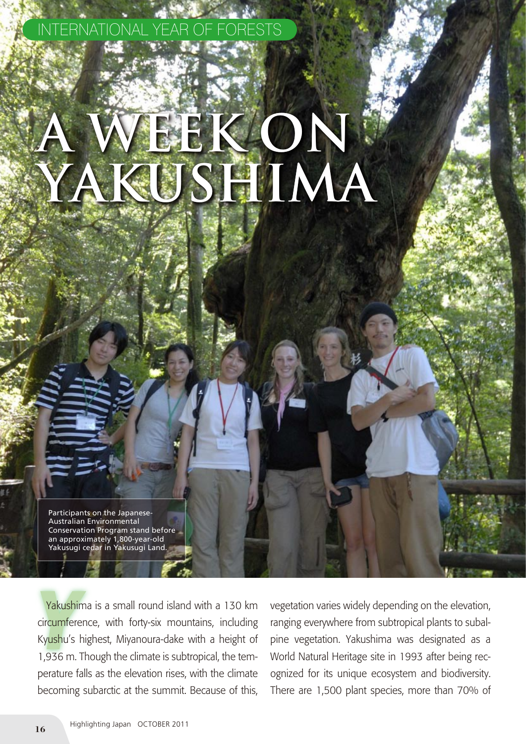INTERNATIONAL YEAR OF FORESTS

# A WEEK ON YAKUSHIMA

Participants on the Japanese-Australian Environmental Conservation Program stand before an approximately 1,800-year-old Yakusugi cedar in Yakusugi Land.

Yakushima is a small round island with a 130 km circumference, with forty-six mountains, including Kyushu's highest, Miyanoura-dake with a height of 1,936 m. Though the climate is subtropical, the temperature falls as the elevation rises, with the climate becoming subarctic at the summit. Because of this, vegetation varies widely depending on the elevation, ranging everywhere from subtropical plants to subalpine vegetation. Yakushima was designated as a World Natural Heritage site in 1993 after being recognized for its unique ecosystem and biodiversity. There are 1,500 plant species, more than 70% of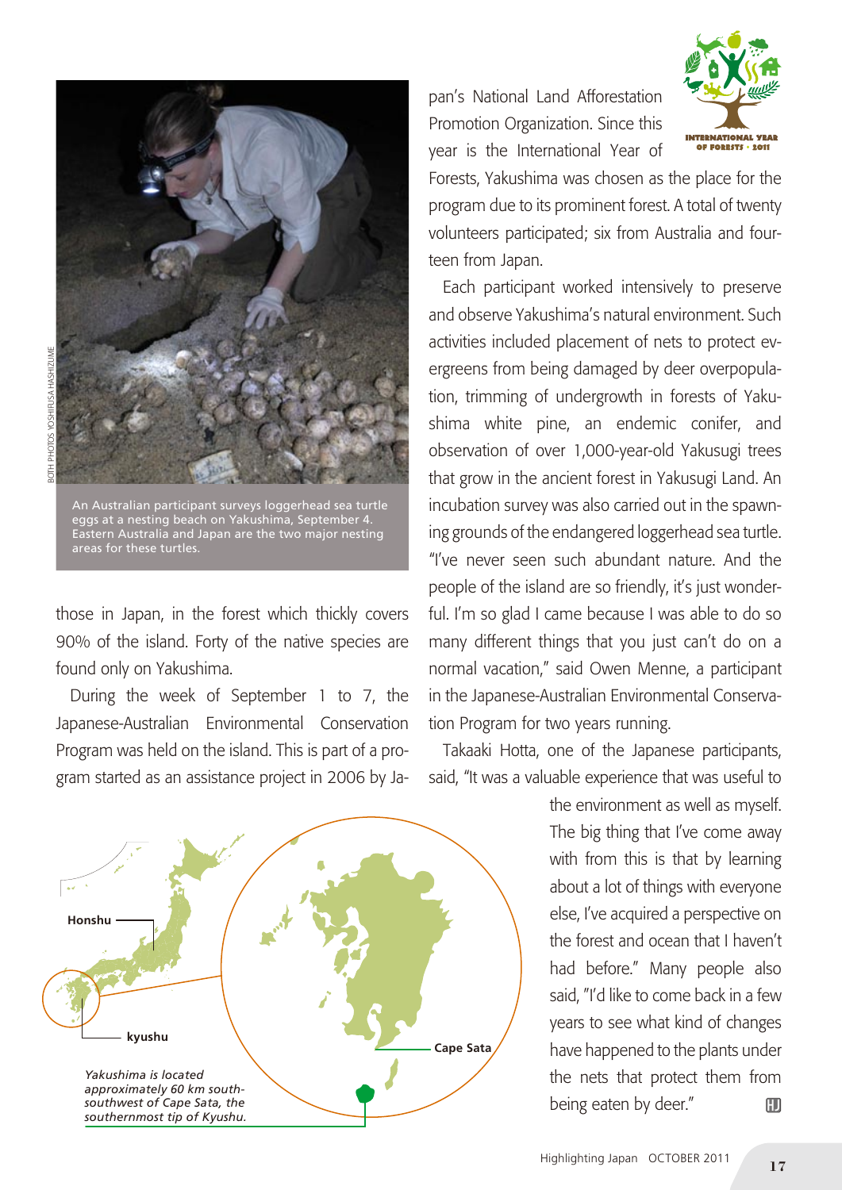An Australian participant surveys loggerhead sea turtle eggs at a nesting beach on Yakushima, September 4. Eastern Australia and Japan are the two major nesting areas for these turtles.

BOTH PHOTOS YOSHIFUSA HASHIZUME

those in Japan, in the forest which thickly covers 90% of the island. Forty of the native species are found only on Yakushima.

During the week of September 1 to 7, the Japanese-Australian Environmental Conservation Program was held on the island. This is part of a program started as an assistance project in 2006 by Japan's National Land Afforestation Promotion Organization. Since this year is the International Year of Forests, Yakushima was chosen as the place for the program due to its prominent forest. A total of twenty volunteers participated; six from Australia and fourteen from Japan.

INTERNATIONAL YEAR OF FORESTS • 2011

Each participant worked intensively to preserve and observe Yakushima's natural environment. Such activities included placement of nets to protect evergreens from being damaged by deer overpopulation, trimming of undergrowth in forests of Yakushima white pine, an endemic conifer, and observation of over 1,000-year-old Yakusugi trees that grow in the ancient forest in Yakusugi Land. An incubation survey was also carried out in the spawning grounds of the endangered loggerhead sea turtle. "I've never seen such abundant nature. And the people of the island are so friendly, it's just wonderful. I'm so glad I came because I was able to do so many different things that you just can't do on a normal vacation," said Owen Menne, a participant in the Japanese-Australian Environmental Conservation Program for two years running.

Takaaki Hotta, one of the Japanese participants, said, "It was a valuable experience that was useful to the environment as well as myself. The big thing that I've come away with from this is that by learning about a lot of things with everyone else, I've acquired a perspective on the forest and ocean that I haven't had before." Many people also said, "I'd like to come back in a few years to see what kind of changes have happened to the plants under the nets that protect them from being eaten by deer."

Honshu

kyushu

Cape Sata

*Yakushima is located approximately 60 km south-southwest of Cape Sata, the southernmost tip of Kyushu.*